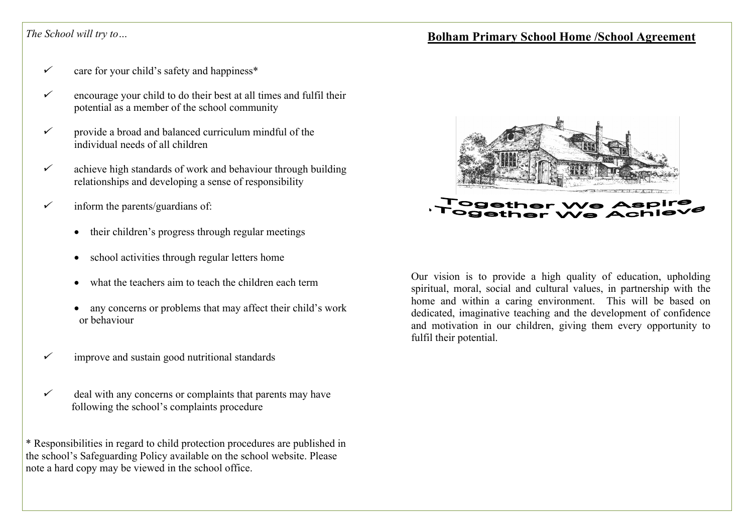*The School will try to…*

- ✓ care for your child's safety and happiness*
- ✓ encourage your child to do their best at all times and fulfil their potential as a member of the school community
- ✓ provide a broad and balanced curriculum mindful of the individual needs of all children
- ✓ achieve high standards of work and behaviour through building relationships and developing a sense of responsibility
- ✓ inform the parents/guardians of:
    - their children's progress through regular meetings
    - school activities through regular letters home
    - what the teachers aim to teach the children each term
    - any concerns or problems that may affect their child's work or behaviour
- ✓ improve and sustain good nutritional standards
- ✓ deal with any concerns or complaints that parents may have following the school's complaints procedure

\* Responsibilities in regard to child protection procedures are published in the school's Safeguarding Policy available on the school website. Please note a hard copy may be viewed in the school office.

# Bolham Primary School Home /School Agreement

Together We Aspire, Together We Achieve

Our vision is to provide a high quality of education, upholding spiritual, moral, social and cultural values, in partnership with the home and within a caring environment. This will be based on dedicated, imaginative teaching and the development of confidence and motivation in our children, giving them every opportunity to fulfil their potential.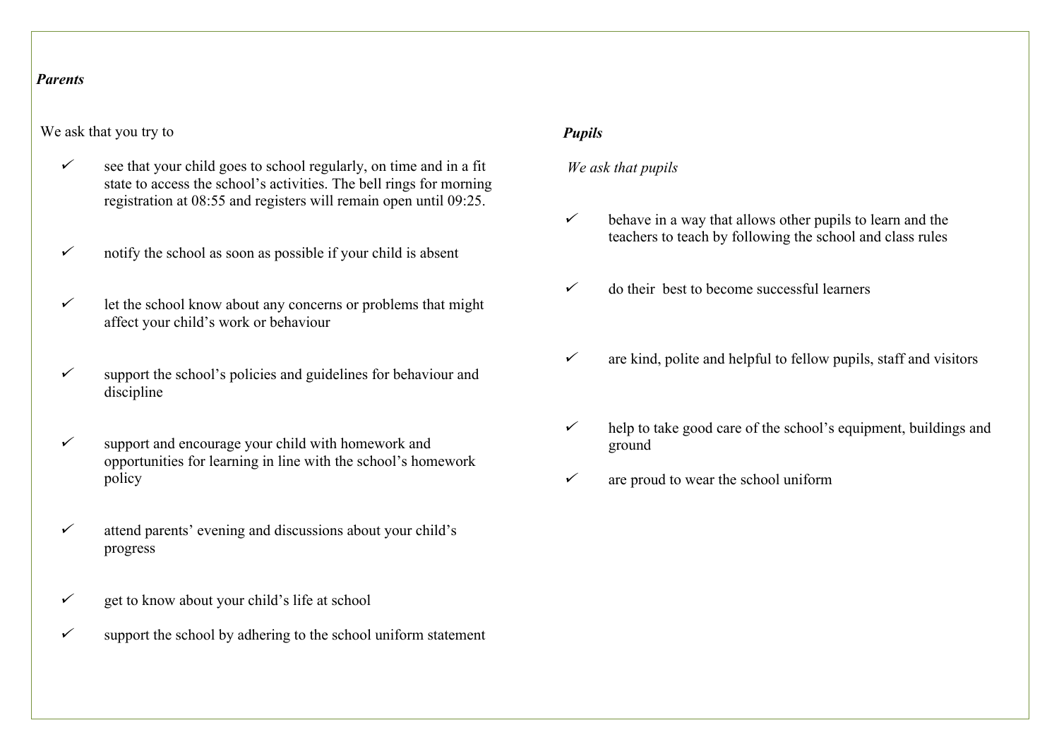***Parents***

We ask that you try to

- ✓ see that your child goes to school regularly, on time and in a fit state to access the school's activities. The bell rings for morning registration at 08:55 and registers will remain open until 09:25.
- ✓ notify the school as soon as possible if your child is absent
- ✓ let the school know about any concerns or problems that might affect your child's work or behaviour
- ✓ support the school's policies and guidelines for behaviour and discipline
- ✓ support and encourage your child with homework and opportunities for learning in line with the school's homework policy
- ✓ attend parents' evening and discussions about your child's progress
- ✓ get to know about your child's life at school
- ✓ support the school by adhering to the school uniform statement

***Pupils***

*We ask that pupils*

- ✓ behave in a way that allows other pupils to learn and the teachers to teach by following the school and class rules
- ✓ do their best to become successful learners
- ✓ are kind, polite and helpful to fellow pupils, staff and visitors
- ✓ help to take good care of the school's equipment, buildings and ground
- ✓ are proud to wear the school uniform